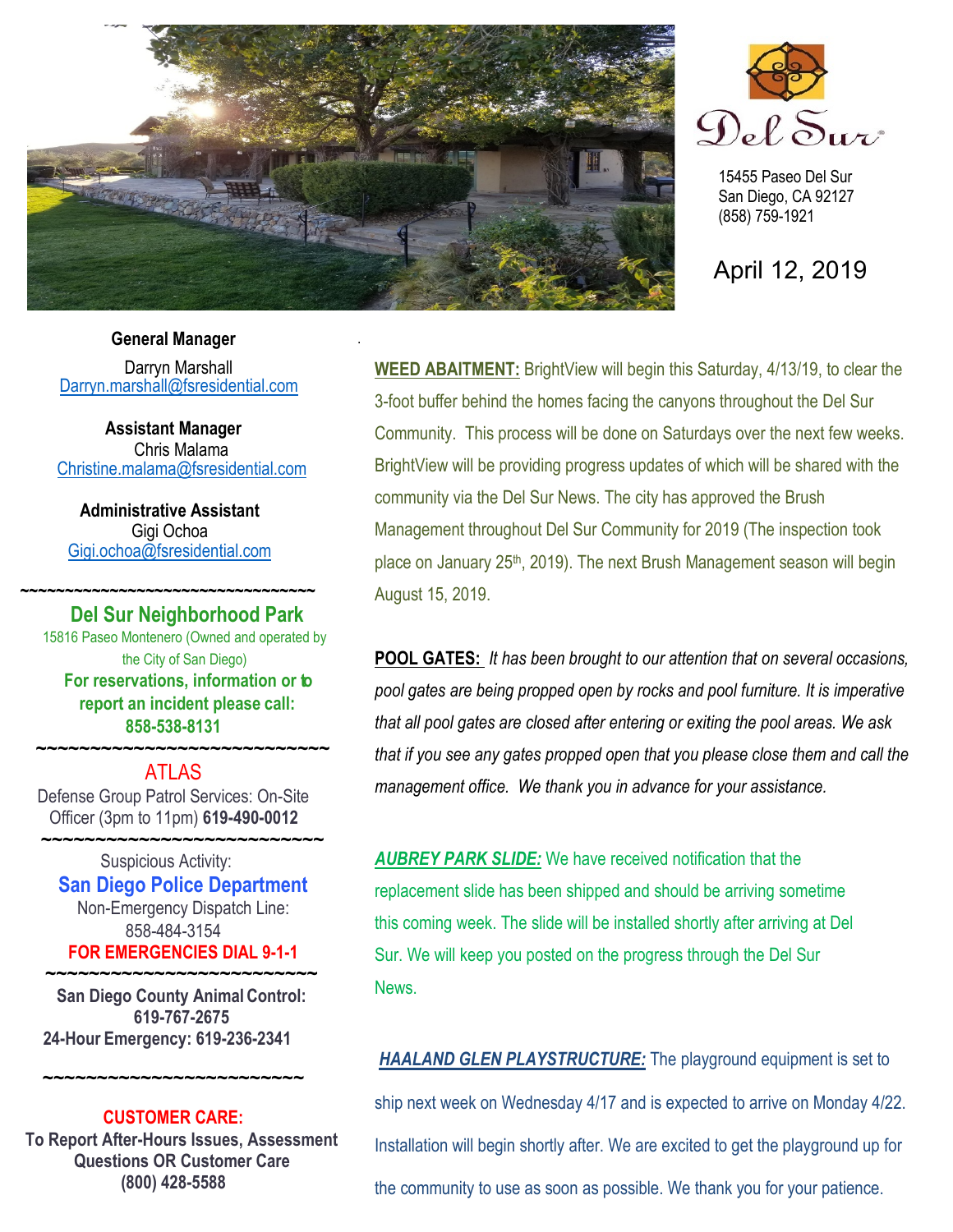Del Sur

15455 Paseo Del Sur
San Diego, CA 92127
(858) 759-1921

April 12, 2019

**General Manager**
Darryn Marshall
Darryn.marshall@fsresidential.com

**Assistant Manager**
Chris Malama
Christine.malama@fsresidential.com

**Administrative Assistant**
Gigi Ochoa
Gigi.ochoa@fsresidential.com

~~~~~~~~~~~~~~~~~~~~~~~~~~~~~~~~

**Del Sur Neighborhood Park**
15816 Paseo Montenero (Owned and operated by the City of San Diego)
**For reservations, information or to report an incident please call: 858-538-8131**

~~~~~~~~~~~~~~~~~~~~~~~~~~~~~~~~

ATLAS
Defense Group Patrol Services: On-Site Officer (3pm to 11pm) **619-490-0012**

~~~~~~~~~~~~~~~~~~~~~~~~~~~~~~~~

Suspicious Activity:
**San Diego Police Department**
Non-Emergency Dispatch Line:
858-484-3154
**FOR EMERGENCIES DIAL 9-1-1**

~~~~~~~~~~~~~~~~~~~~~~~~~~~~~~~~

**San Diego County Animal Control:**
**619-767-2675**
**24-Hour Emergency: 619-236-2341**

~~~~~~~~~~~~~~~~~~~~~~~~~~~~~~~~

**CUSTOMER CARE:**
**To Report After-Hours Issues, Assessment Questions OR Customer Care**
**(800) 428-5588**

**WEED ABAITMENT:** BrightView will begin this Saturday, 4/13/19, to clear the 3-foot buffer behind the homes facing the canyons throughout the Del Sur Community. This process will be done on Saturdays over the next few weeks. BrightView will be providing progress updates of which will be shared with the community via the Del Sur News. The city has approved the Brush Management throughout Del Sur Community for 2019 (The inspection took place on January 25th, 2019). The next Brush Management season will begin August 15, 2019.

**POOL GATES:** *It has been brought to our attention that on several occasions, pool gates are being propped open by rocks and pool furniture. It is imperative that all pool gates are closed after entering or exiting the pool areas. We ask that if you see any gates propped open that you please close them and call the management office. We thank you in advance for your assistance.*

***AUBREY PARK SLIDE:*** We have received notification that the replacement slide has been shipped and should be arriving sometime this coming week. The slide will be installed shortly after arriving at Del Sur. We will keep you posted on the progress through the Del Sur News.

***HAALAND GLEN PLAYSTRUCTURE:*** The playground equipment is set to ship next week on Wednesday 4/17 and is expected to arrive on Monday 4/22. Installation will begin shortly after. We are excited to get the playground up for the community to use as soon as possible. We thank you for your patience.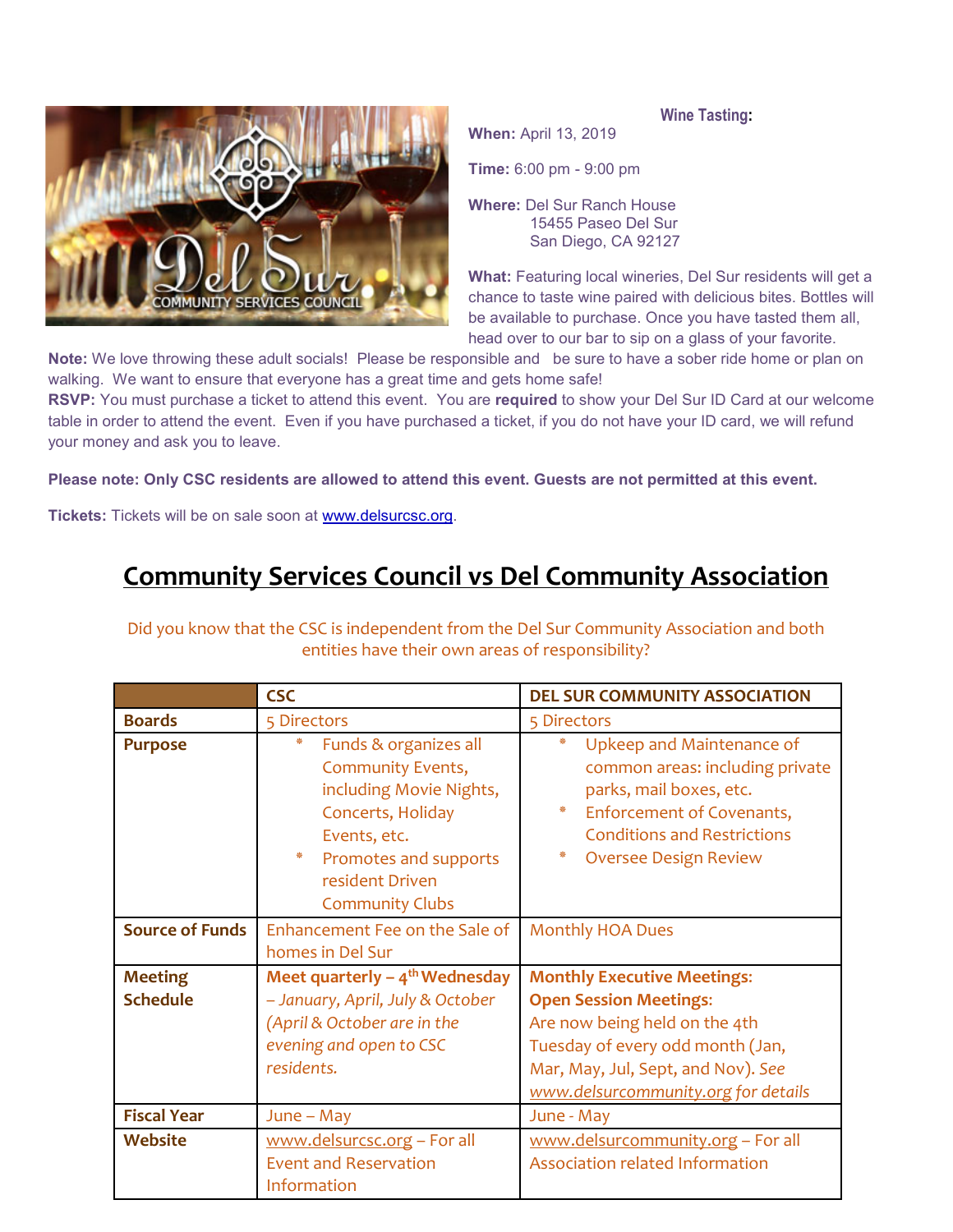**Wine Tasting:**

**When:** April 13, 2019

**Time:** 6:00 pm - 9:00 pm

**Where:** Del Sur Ranch House
15455 Paseo Del Sur
San Diego, CA 92127

**What:** Featuring local wineries, Del Sur residents will get a chance to taste wine paired with delicious bites. Bottles will be available to purchase. Once you have tasted them all, head over to our bar to sip on a glass of your favorite.

**Note:** We love throwing these adult socials! Please be responsible and be sure to have a sober ride home or plan on walking. We want to ensure that everyone has a great time and gets home safe!

**RSVP:** You must purchase a ticket to attend this event. You are **required** to show your Del Sur ID Card at our welcome table in order to attend the event. Even if you have purchased a ticket, if you do not have your ID card, we will refund your money and ask you to leave.

**Please note: Only CSC residents are allowed to attend this event. Guests are not permitted at this event.**

**Tickets:** Tickets will be on sale soon at www.delsurcsc.org.

## Community Services Council vs Del Community Association

Did you know that the CSC is independent from the Del Sur Community Association and both entities have their own areas of responsibility?

| | **CSC** | **DEL SUR COMMUNITY ASSOCIATION** |
|---|---|---|
| **Boards** | 5 Directors | 5 Directors |
| **Purpose** | * Funds & organizes all Community Events, including Movie Nights, Concerts, Holiday Events, etc.<br>* Promotes and supports resident Driven Community Clubs | * Upkeep and Maintenance of common areas: including private parks, mail boxes, etc.<br>* Enforcement of Covenants, Conditions and Restrictions<br>* Oversee Design Review |
| **Source of Funds** | Enhancement Fee on the Sale of homes in Del Sur | Monthly HOA Dues |
| **Meeting Schedule** | **Meet quarterly – 4th Wednesday** *– January, April, July & October (April & October are in the evening and open to CSC residents.* | **Monthly Executive Meetings:**<br>**Open Session Meetings:**<br>Are now being held on the 4th Tuesday of every odd month (Jan, Mar, May, Jul, Sept, and Nov). *See www.delsurcommunity.org for details* |
| **Fiscal Year** | June – May | June - May |
| **Website** | www.delsurcsc.org – For all Event and Reservation Information | www.delsurcommunity.org – For all Association related Information |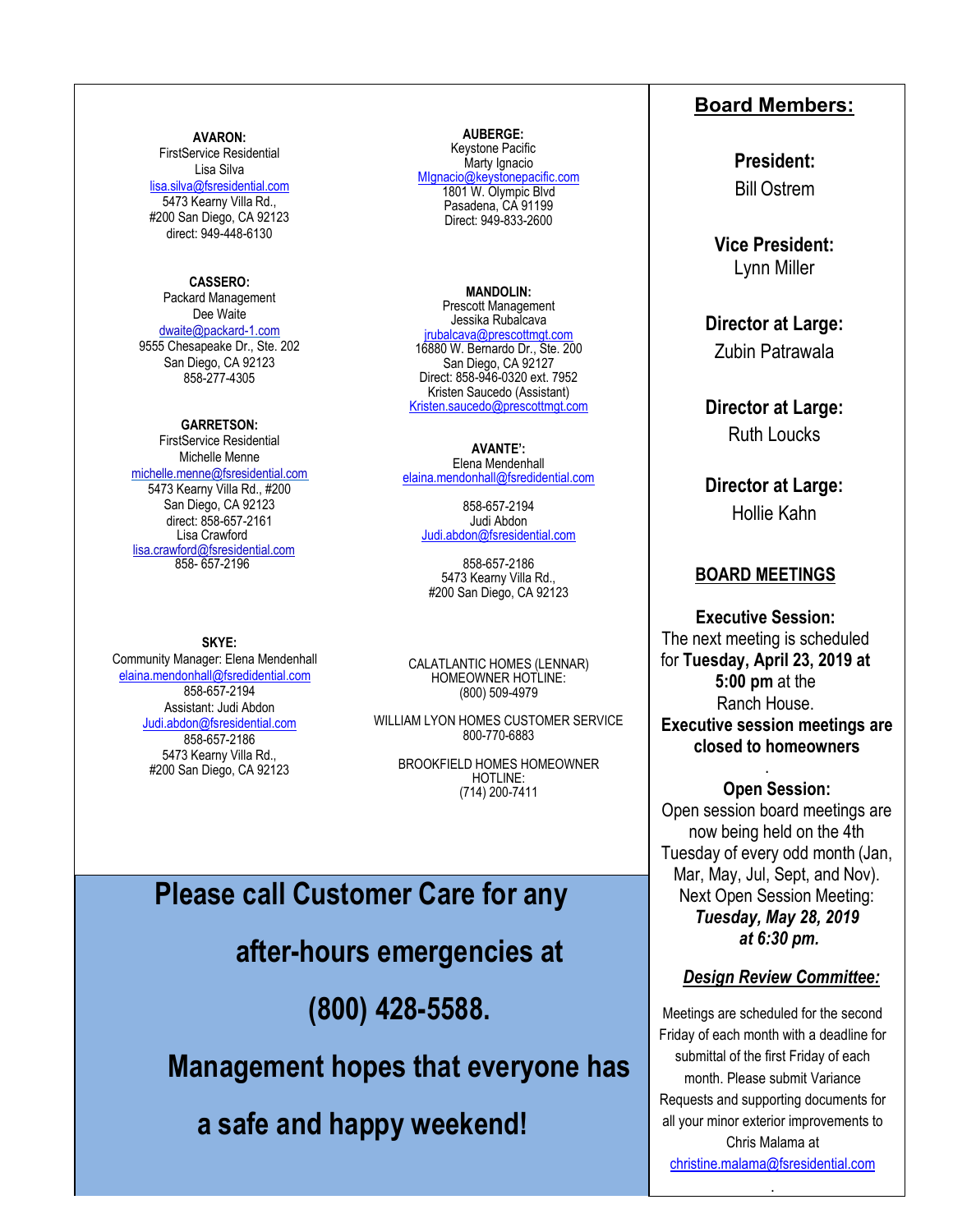**AVARON:**
FirstService Residential
Lisa Silva
lisa.silva@fsresidential.com
5473 Kearny Villa Rd.,
#200 San Diego, CA 92123
direct: 949-448-6130

**AUBERGE:**
Keystone Pacific
Marty Ignacio
MIgnacio@keystonepacific.com
1801 W. Olympic Blvd
Pasadena, CA 91199
Direct: 949-833-2600

**CASSERO:**
Packard Management
Dee Waite
dwaite@packard-1.com
9555 Chesapeake Dr., Ste. 202
San Diego, CA 92123
858-277-4305

**MANDOLIN:**
Prescott Management
Jessika Rubalcava
jrubalcava@prescottmgt.com
16880 W. Bernardo Dr., Ste. 200
San Diego, CA 92127
Direct: 858-946-0320 ext. 7952
Kristen Saucedo (Assistant)
Kristen.saucedo@prescottmgt.com

**GARRETSON:**
FirstService Residential
Michelle Menne
michelle.menne@fsresidential.com
5473 Kearny Villa Rd., #200
San Diego, CA 92123
direct: 858-657-2161
Lisa Crawford
lisa.crawford@fsresidential.com
858- 657-2196

**AVANTE':**
Elena Mendenhall
elaina.mendonhall@fsredidential.com

858-657-2194
Judi Abdon
Judi.abdon@fsresidential.com

858-657-2186
5473 Kearny Villa Rd.,
#200 San Diego, CA 92123

**SKYE:**
Community Manager: Elena Mendenhall
elaina.mendonhall@fsredidential.com
858-657-2194
Assistant: Judi Abdon
Judi.abdon@fsresidential.com
858-657-2186
5473 Kearny Villa Rd.,
#200 San Diego, CA 92123

CALATLANTIC HOMES (LENNAR)
HOMEOWNER HOTLINE:
(800) 509-4979

WILLIAM LYON HOMES CUSTOMER SERVICE
800-770-6883

BROOKFIELD HOMES HOMEOWNER HOTLINE:
(714) 200-7411

**Please call Customer Care for any after-hours emergencies at (800) 428-5588.**

**Management hopes that everyone has a safe and happy weekend!**

## Board Members:

**President:**
Bill Ostrem

**Vice President:**
Lynn Miller

**Director at Large:**
Zubin Patrawala

**Director at Large:**
Ruth Loucks

**Director at Large:**
Hollie Kahn

## BOARD MEETINGS

**Executive Session:**
The next meeting is scheduled for **Tuesday, April 23, 2019 at 5:00 pm** at the Ranch House.
**Executive session meetings are closed to homeowners**

**Open Session:**
Open session board meetings are now being held on the 4th Tuesday of every odd month (Jan, Mar, May, Jul, Sept, and Nov).
Next Open Session Meeting:
***Tuesday, May 28, 2019 at 6:30 pm.***

## *Design Review Committee:*

Meetings are scheduled for the second Friday of each month with a deadline for submittal of the first Friday of each month. Please submit Variance Requests and supporting documents for all your minor exterior improvements to Chris Malama at christine.malama@fsresidential.com